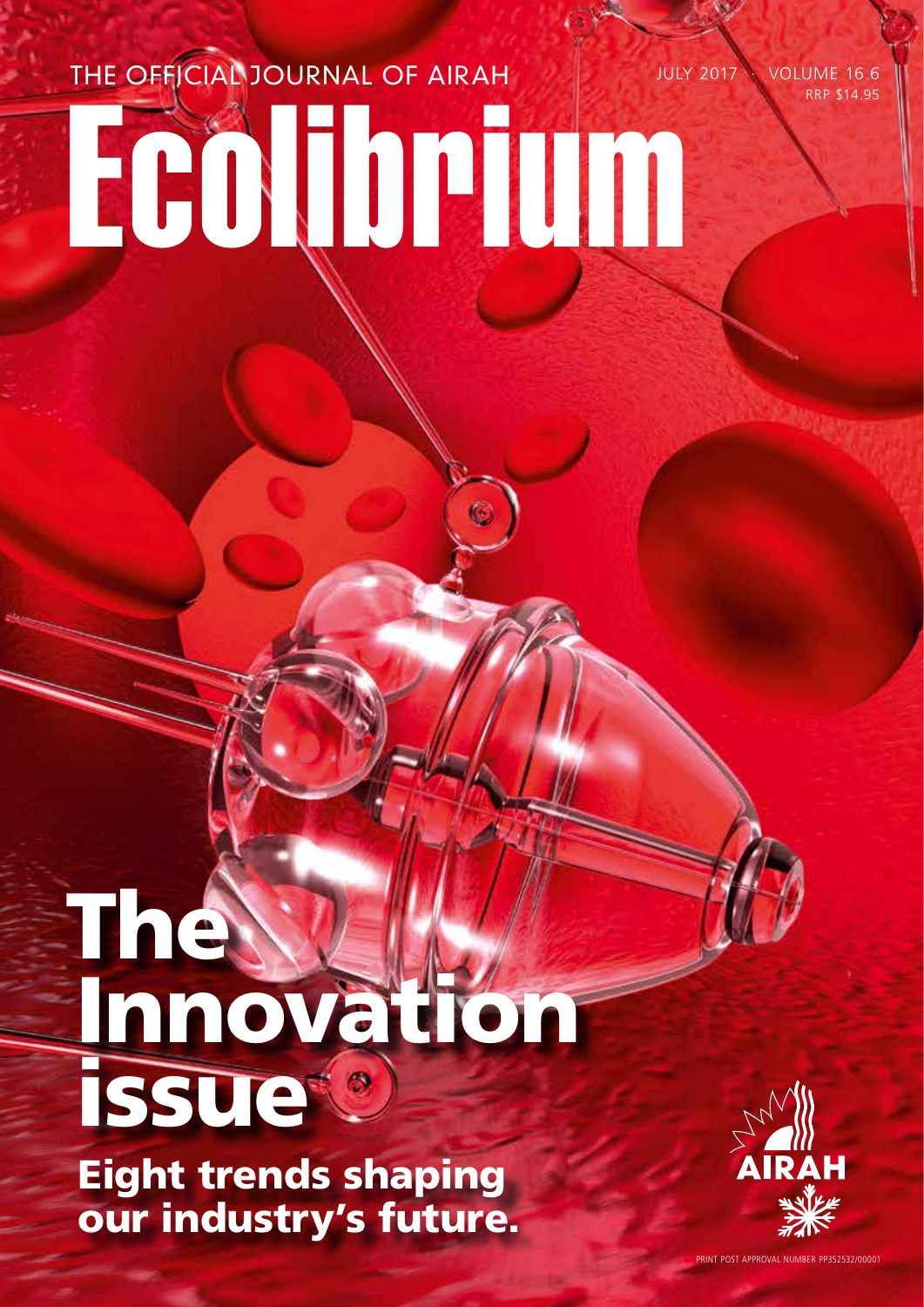THE OFFICIAL JOURNAL OF AIRAH

JULY 2017 · VOLUME 16.6

RRP $14.95

# Ecolibrium

# The Innovation issue

## Eight trends shaping our industry's future.

AIRAH

PRINT POST APPROVAL NUMBER PP352532/00001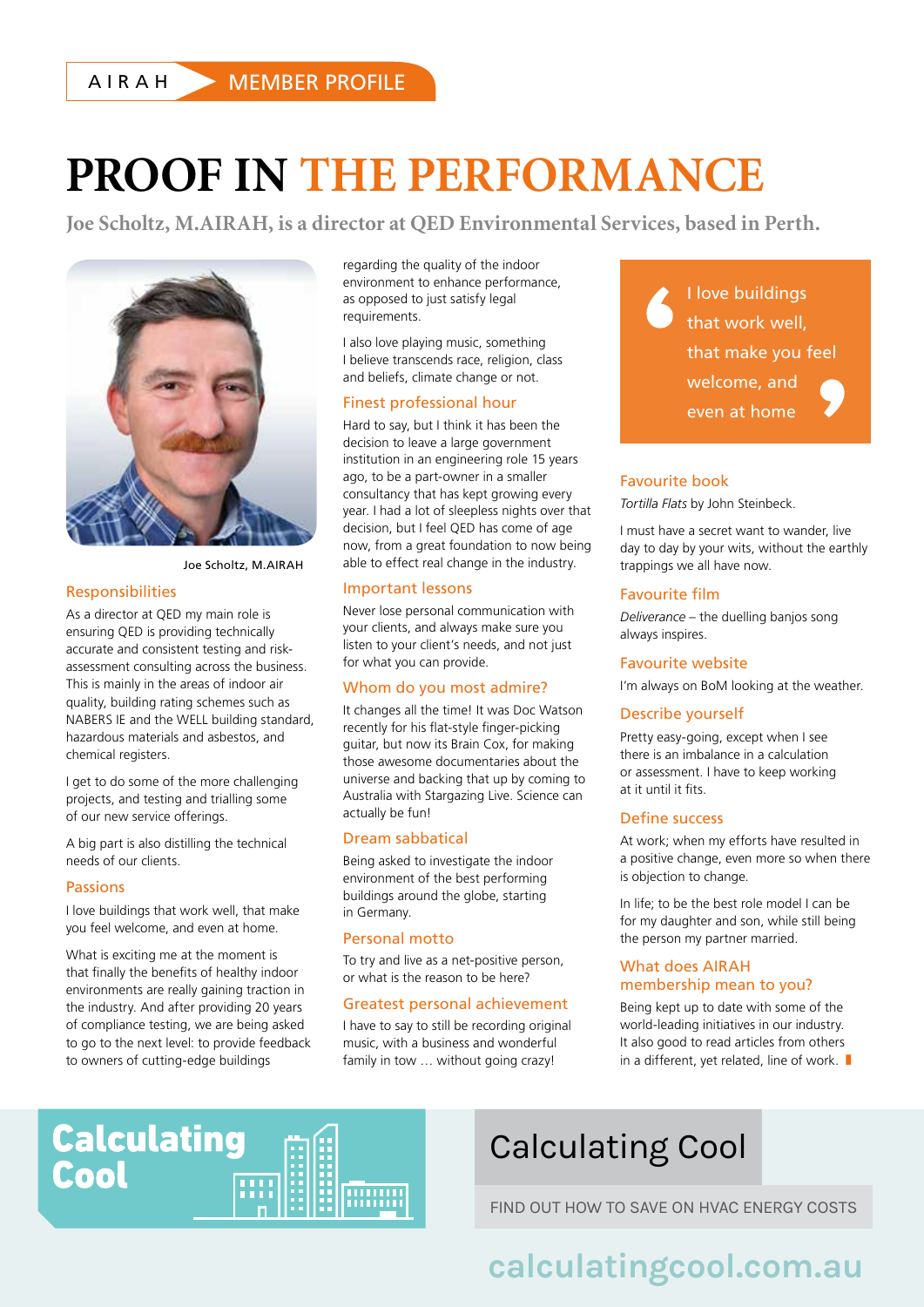AIRAH MEMBER PROFILE

# PROOF IN THE PERFORMANCE

**Joe Scholtz, M.AIRAH, is a director at QED Environmental Services, based in Perth.**

Joe Scholtz, M.AIRAH

### Responsibilities

As a director at QED my main role is ensuring QED is providing technically accurate and consistent testing and risk-assessment consulting across the business. This is mainly in the areas of indoor air quality, building rating schemes such as NABERS IE and the WELL building standard, hazardous materials and asbestos, and chemical registers.

I get to do some of the more challenging projects, and testing and trialling some of our new service offerings.

A big part is also distilling the technical needs of our clients.

### Passions

I love buildings that work well, that make you feel welcome, and even at home.

What is exciting me at the moment is that finally the benefits of healthy indoor environments are really gaining traction in the industry. And after providing 20 years of compliance testing, we are being asked to go to the next level: to provide feedback to owners of cutting-edge buildings regarding the quality of the indoor environment to enhance performance, as opposed to just satisfy legal requirements.

I also love playing music, something I believe transcends race, religion, class and beliefs, climate change or not.

### Finest professional hour

Hard to say, but I think it has been the decision to leave a large government institution in an engineering role 15 years ago, to be a part-owner in a smaller consultancy that has kept growing every year. I had a lot of sleepless nights over that decision, but I feel QED has come of age now, from a great foundation to now being able to effect real change in the industry.

### Important lessons

Never lose personal communication with your clients, and always make sure you listen to your client's needs, and not just for what you can provide.

### Whom do you most admire?

It changes all the time! It was Doc Watson recently for his flat-style finger-picking guitar, but now its Brain Cox, for making those awesome documentaries about the universe and backing that up by coming to Australia with Stargazing Live. Science can actually be fun!

### Dream sabbatical

Being asked to investigate the indoor environment of the best performing buildings around the globe, starting in Germany.

### Personal motto

To try and live as a net-positive person, or what is the reason to be here?

### Greatest personal achievement

I have to say to still be recording original music, with a business and wonderful family in tow … without going crazy!

> "I love buildings that work well, that make you feel welcome, and even at home"

### Favourite book

*Tortilla Flats* by John Steinbeck.

I must have a secret want to wander, live day to day by your wits, without the earthly trappings we all have now.

### Favourite film

*Deliverance* – the duelling banjos song always inspires.

### Favourite website

I'm always on BoM looking at the weather.

### Describe yourself

Pretty easy-going, except when I see there is an imbalance in a calculation or assessment. I have to keep working at it until it fits.

### Define success

At work; when my efforts have resulted in a positive change, even more so when there is objection to change.

In life; to be the best role model I can be for my daughter and son, while still being the person my partner married.

### What does AIRAH membership mean to you?

Being kept up to date with some of the world-leading initiatives in our industry. It also good to read articles from others in a different, yet related, line of work. ∎

---

**Calculating Cool**

## Calculating Cool

FIND OUT HOW TO SAVE ON HVAC ENERGY COSTS

**calculatingcool.com.au**